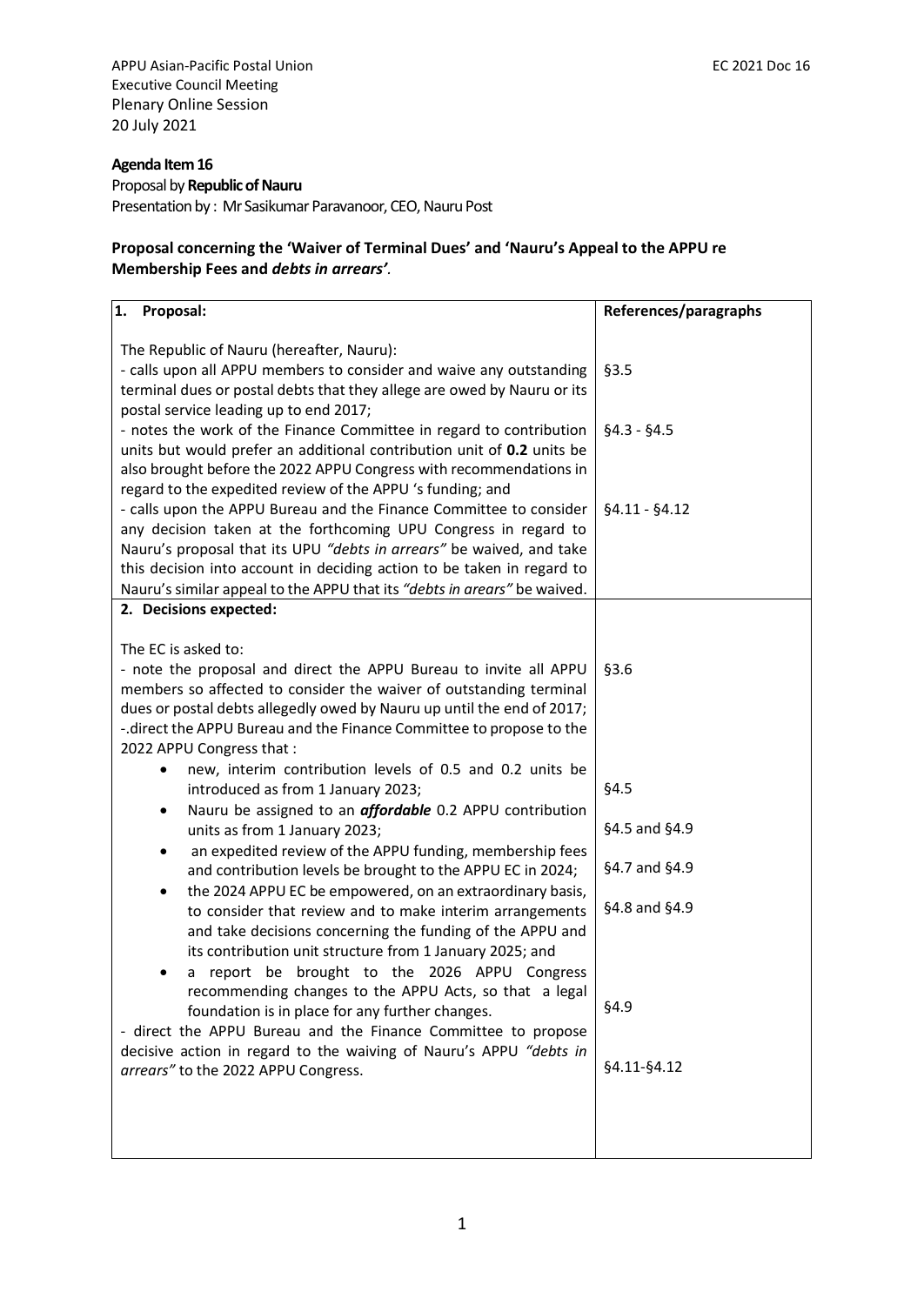APPU Asian-Pacific Postal Union
Executive Council Meeting
Plenary Online Session
20 July 2021

EC 2021 Doc 16

**Agenda Item 16**
Proposal by **Republic of Nauru**
Presentation by : Mr Sasikumar Paravanoor, CEO, Nauru Post

**Proposal concerning the 'Waiver of Terminal Dues' and 'Nauru's Appeal to the APPU re Membership Fees and *debts in arrears'*.**

| **1. Proposal:** | **References/paragraphs** |
| --- | --- |
| The Republic of Nauru (hereafter, Nauru):<br>- calls upon all APPU members to consider and waive any outstanding terminal dues or postal debts that they allege are owed by Nauru or its postal service leading up to end 2017;<br>- notes the work of the Finance Committee in regard to contribution units but would prefer an additional contribution unit of **0.2** units be also brought before the 2022 APPU Congress with recommendations in regard to the expedited review of the APPU 's funding; and<br>- calls upon the APPU Bureau and the Finance Committee to consider any decision taken at the forthcoming UPU Congress in regard to Nauru's proposal that its UPU *"debts in arrears"* be waived, and take this decision into account in deciding action to be taken in regard to Nauru's similar appeal to the APPU that its *"debts in arears"* be waived. | §3.5<br><br>§4.3 - §4.5<br><br>§4.11 - §4.12 |
| **2. Decisions expected:** | |
| The EC is asked to:<br>- note the proposal and direct the APPU Bureau to invite all APPU members so affected to consider the waiver of outstanding terminal dues or postal debts allegedly owed by Nauru up until the end of 2017;<br>-.direct the APPU Bureau and the Finance Committee to propose to the 2022 APPU Congress that :<br>• new, interim contribution levels of 0.5 and 0.2 units be introduced as from 1 January 2023;<br>• Nauru be assigned to an ***affordable*** 0.2 APPU contribution units as from 1 January 2023;<br>• an expedited review of the APPU funding, membership fees and contribution levels be brought to the APPU EC in 2024;<br>• the 2024 APPU EC be empowered, on an extraordinary basis, to consider that review and to make interim arrangements and take decisions concerning the funding of the APPU and its contribution unit structure from 1 January 2025; and<br>• a report be brought to the 2026 APPU Congress recommending changes to the APPU Acts, so that a legal foundation is in place for any further changes.<br>- direct the APPU Bureau and the Finance Committee to propose decisive action in regard to the waiving of Nauru's APPU *"debts in arrears"* to the 2022 APPU Congress. | §3.6<br><br>§4.5<br><br>§4.5 and §4.9<br><br>§4.7 and §4.9<br><br>§4.8 and §4.9<br><br>§4.9<br><br>§4.11-§4.12 |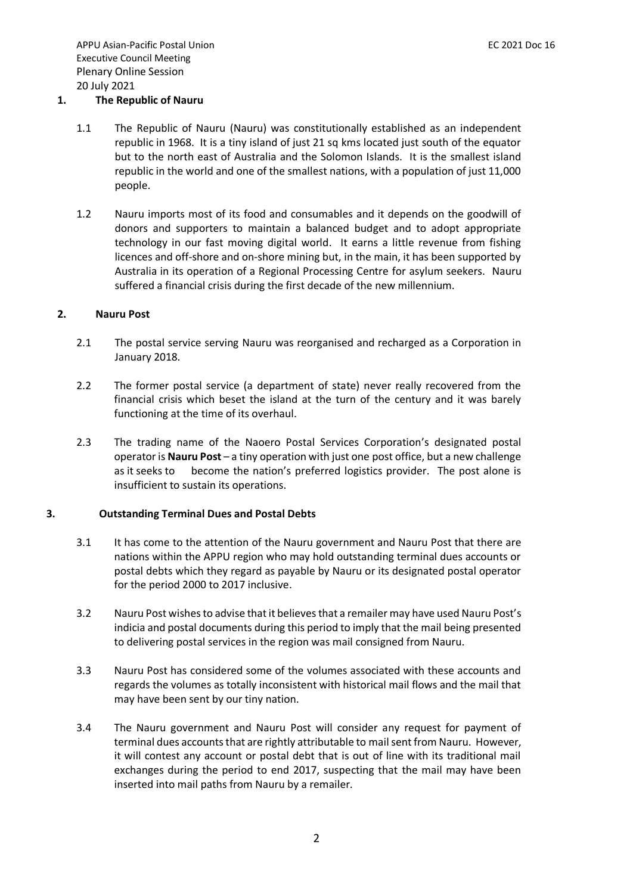## 1. The Republic of Nauru

1.1 The Republic of Nauru (Nauru) was constitutionally established as an independent republic in 1968. It is a tiny island of just 21 sq kms located just south of the equator but to the north east of Australia and the Solomon Islands. It is the smallest island republic in the world and one of the smallest nations, with a population of just 11,000 people.

1.2 Nauru imports most of its food and consumables and it depends on the goodwill of donors and supporters to maintain a balanced budget and to adopt appropriate technology in our fast moving digital world. It earns a little revenue from fishing licences and off-shore and on-shore mining but, in the main, it has been supported by Australia in its operation of a Regional Processing Centre for asylum seekers. Nauru suffered a financial crisis during the first decade of the new millennium.

## 2. Nauru Post

2.1 The postal service serving Nauru was reorganised and recharged as a Corporation in January 2018.

2.2 The former postal service (a department of state) never really recovered from the financial crisis which beset the island at the turn of the century and it was barely functioning at the time of its overhaul.

2.3 The trading name of the Naoero Postal Services Corporation's designated postal operator is **Nauru Post** – a tiny operation with just one post office, but a new challenge as it seeks to become the nation's preferred logistics provider. The post alone is insufficient to sustain its operations.

## 3. Outstanding Terminal Dues and Postal Debts

3.1 It has come to the attention of the Nauru government and Nauru Post that there are nations within the APPU region who may hold outstanding terminal dues accounts or postal debts which they regard as payable by Nauru or its designated postal operator for the period 2000 to 2017 inclusive.

3.2 Nauru Post wishes to advise that it believes that a remailer may have used Nauru Post's indicia and postal documents during this period to imply that the mail being presented to delivering postal services in the region was mail consigned from Nauru.

3.3 Nauru Post has considered some of the volumes associated with these accounts and regards the volumes as totally inconsistent with historical mail flows and the mail that may have been sent by our tiny nation.

3.4 The Nauru government and Nauru Post will consider any request for payment of terminal dues accounts that are rightly attributable to mail sent from Nauru. However, it will contest any account or postal debt that is out of line with its traditional mail exchanges during the period to end 2017, suspecting that the mail may have been inserted into mail paths from Nauru by a remailer.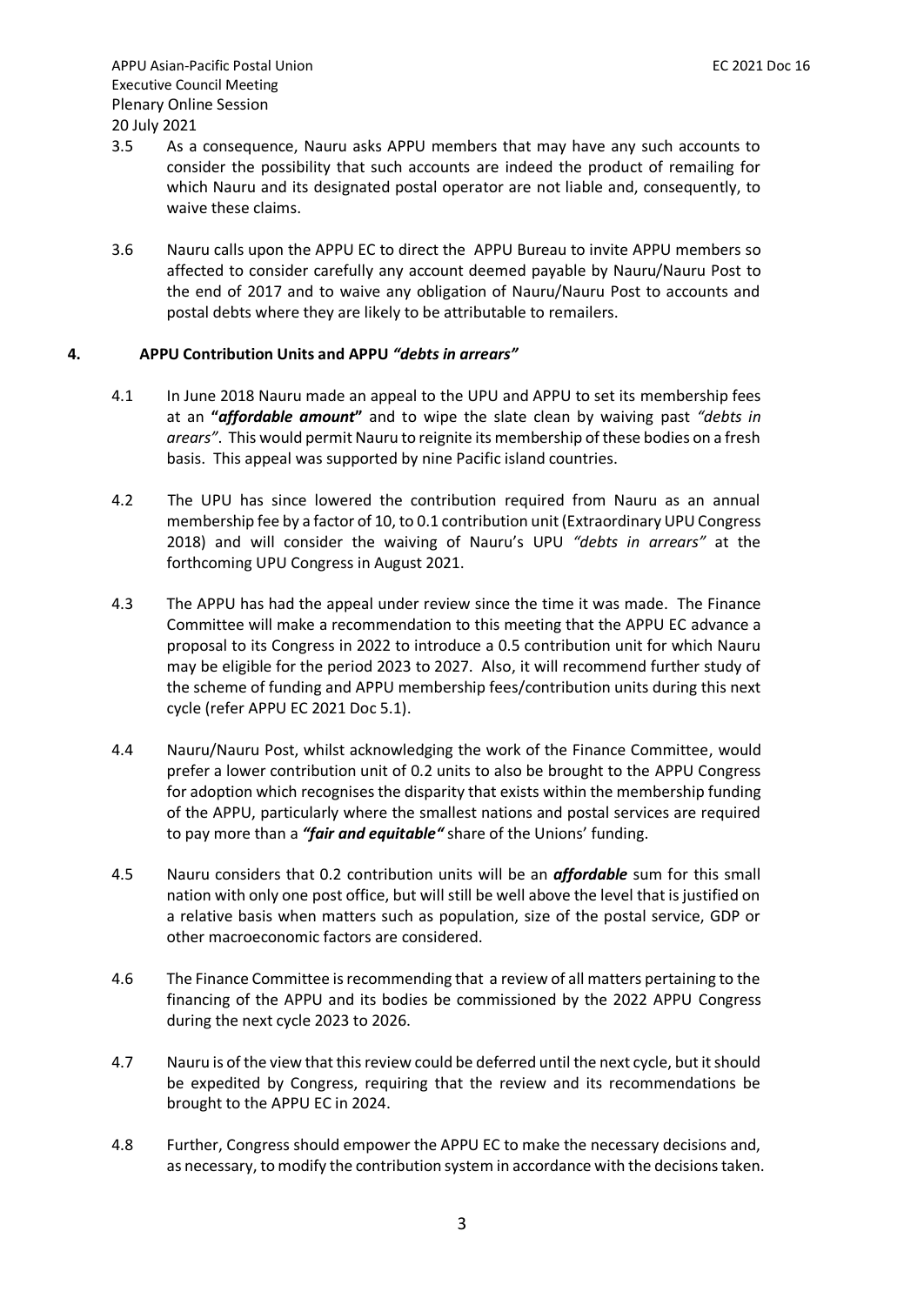3.5 As a consequence, Nauru asks APPU members that may have any such accounts to consider the possibility that such accounts are indeed the product of remailing for which Nauru and its designated postal operator are not liable and, consequently, to waive these claims.

3.6 Nauru calls upon the APPU EC to direct the APPU Bureau to invite APPU members so affected to consider carefully any account deemed payable by Nauru/Nauru Post to the end of 2017 and to waive any obligation of Nauru/Nauru Post to accounts and postal debts where they are likely to be attributable to remailers.

## 4. APPU Contribution Units and APPU *"debts in arrears"*

4.1 In June 2018 Nauru made an appeal to the UPU and APPU to set its membership fees at an **"*affordable amount*"** and to wipe the slate clean by waiving past *"debts in arears"*. This would permit Nauru to reignite its membership of these bodies on a fresh basis. This appeal was supported by nine Pacific island countries.

4.2 The UPU has since lowered the contribution required from Nauru as an annual membership fee by a factor of 10, to 0.1 contribution unit (Extraordinary UPU Congress 2018) and will consider the waiving of Nauru's UPU *"debts in arrears"* at the forthcoming UPU Congress in August 2021.

4.3 The APPU has had the appeal under review since the time it was made. The Finance Committee will make a recommendation to this meeting that the APPU EC advance a proposal to its Congress in 2022 to introduce a 0.5 contribution unit for which Nauru may be eligible for the period 2023 to 2027. Also, it will recommend further study of the scheme of funding and APPU membership fees/contribution units during this next cycle (refer APPU EC 2021 Doc 5.1).

4.4 Nauru/Nauru Post, whilst acknowledging the work of the Finance Committee, would prefer a lower contribution unit of 0.2 units to also be brought to the APPU Congress for adoption which recognises the disparity that exists within the membership funding of the APPU, particularly where the smallest nations and postal services are required to pay more than a ***"fair and equitable"*** share of the Unions' funding.

4.5 Nauru considers that 0.2 contribution units will be an ***affordable*** sum for this small nation with only one post office, but will still be well above the level that is justified on a relative basis when matters such as population, size of the postal service, GDP or other macroeconomic factors are considered.

4.6 The Finance Committee is recommending that a review of all matters pertaining to the financing of the APPU and its bodies be commissioned by the 2022 APPU Congress during the next cycle 2023 to 2026.

4.7 Nauru is of the view that this review could be deferred until the next cycle, but it should be expedited by Congress, requiring that the review and its recommendations be brought to the APPU EC in 2024.

4.8 Further, Congress should empower the APPU EC to make the necessary decisions and, as necessary, to modify the contribution system in accordance with the decisions taken.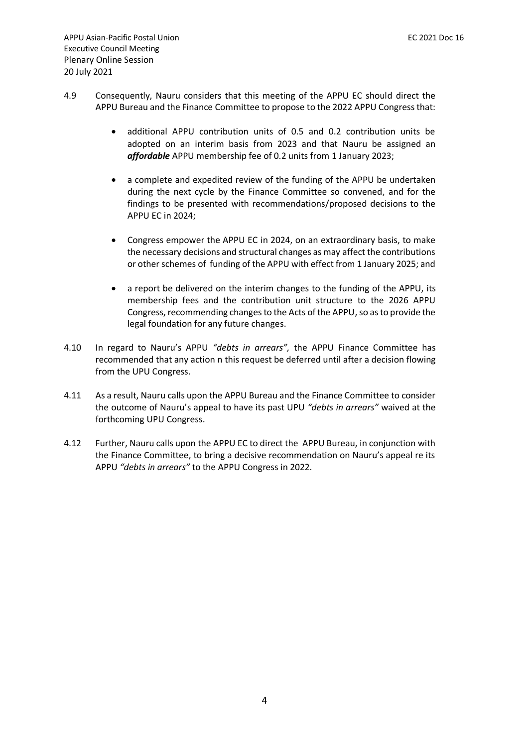4.9 Consequently, Nauru considers that this meeting of the APPU EC should direct the APPU Bureau and the Finance Committee to propose to the 2022 APPU Congress that:

- additional APPU contribution units of 0.5 and 0.2 contribution units be adopted on an interim basis from 2023 and that Nauru be assigned an ***affordable*** APPU membership fee of 0.2 units from 1 January 2023;
- a complete and expedited review of the funding of the APPU be undertaken during the next cycle by the Finance Committee so convened, and for the findings to be presented with recommendations/proposed decisions to the APPU EC in 2024;
- Congress empower the APPU EC in 2024, on an extraordinary basis, to make the necessary decisions and structural changes as may affect the contributions or other schemes of funding of the APPU with effect from 1 January 2025; and
- a report be delivered on the interim changes to the funding of the APPU, its membership fees and the contribution unit structure to the 2026 APPU Congress, recommending changes to the Acts of the APPU, so as to provide the legal foundation for any future changes.

4.10 In regard to Nauru's APPU *"debts in arrears",* the APPU Finance Committee has recommended that any action n this request be deferred until after a decision flowing from the UPU Congress.

4.11 As a result, Nauru calls upon the APPU Bureau and the Finance Committee to consider the outcome of Nauru's appeal to have its past UPU *"debts in arrears"* waived at the forthcoming UPU Congress.

4.12 Further, Nauru calls upon the APPU EC to direct the APPU Bureau, in conjunction with the Finance Committee, to bring a decisive recommendation on Nauru's appeal re its APPU *"debts in arrears"* to the APPU Congress in 2022.